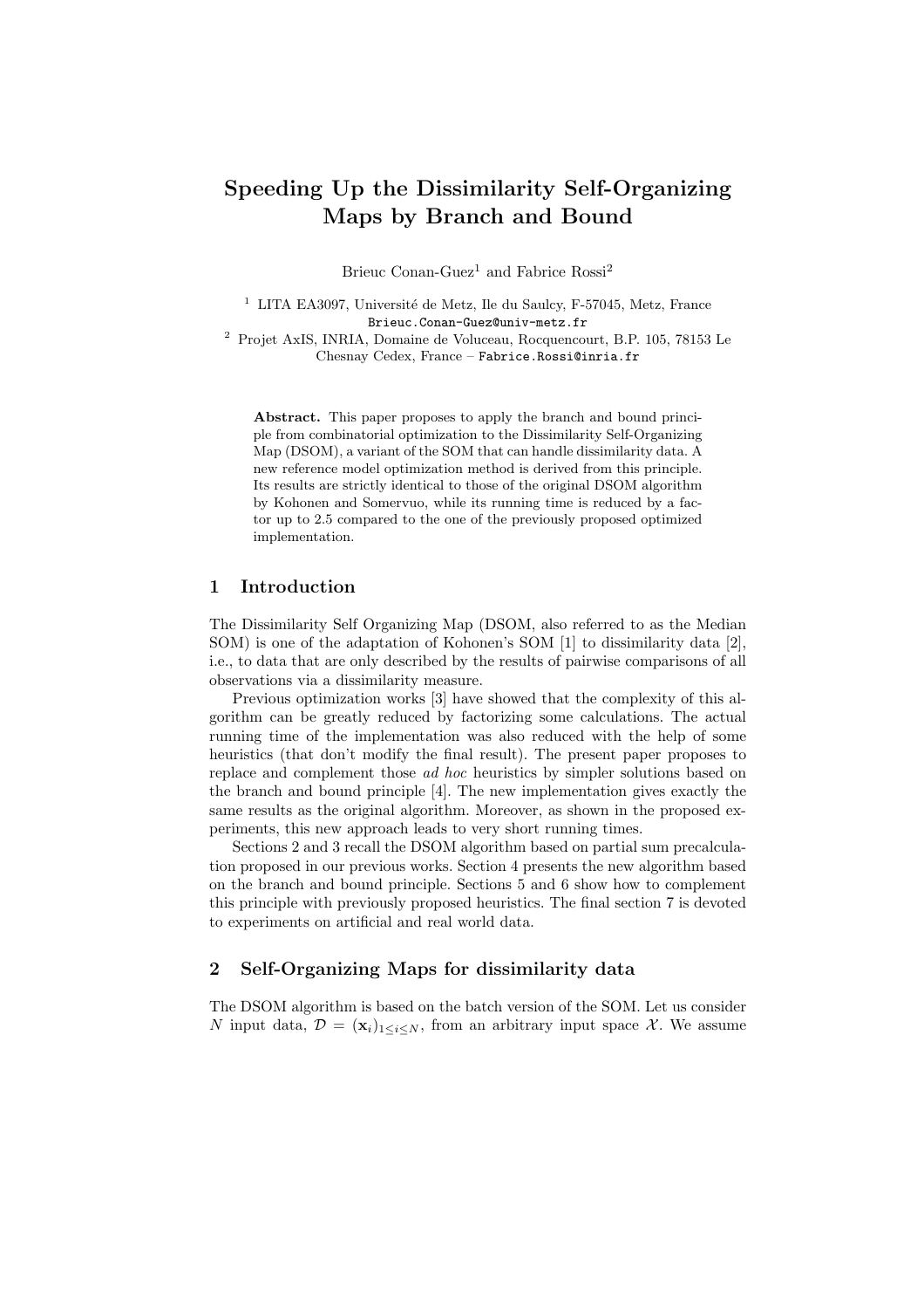# Speeding Up the Dissimilarity Self-Organizing Maps by Branch and Bound

Brieuc Conan-Guez[1] and Fabrice Rossi[2]

[1] LITA EA3097, Université de Metz, Ile du Saulcy, F-57045, Metz, France
Brieuc.Conan-Guez@univ-metz.fr

[2] Projet AxIS, INRIA, Domaine de Voluceau, Rocquencourt, B.P. 105, 78153 Le Chesnay Cedex, France – Fabrice.Rossi@inria.fr

**Abstract.** This paper proposes to apply the branch and bound principle from combinatorial optimization to the Dissimilarity Self-Organizing Map (DSOM), a variant of the SOM that can handle dissimilarity data. A new reference model optimization method is derived from this principle. Its results are strictly identical to those of the original DSOM algorithm by Kohonen and Somervuo, while its running time is reduced by a factor up to 2.5 compared to the one of the previously proposed optimized implementation.

## 1 Introduction

The Dissimilarity Self Organizing Map (DSOM, also referred to as the Median SOM) is one of the adaptation of Kohonen's SOM [1] to dissimilarity data [2], i.e., to data that are only described by the results of pairwise comparisons of all observations via a dissimilarity measure.

Previous optimization works [3] have showed that the complexity of this algorithm can be greatly reduced by factorizing some calculations. The actual running time of the implementation was also reduced with the help of some heuristics (that don't modify the final result). The present paper proposes to replace and complement those *ad hoc* heuristics by simpler solutions based on the branch and bound principle [4]. The new implementation gives exactly the same results as the original algorithm. Moreover, as shown in the proposed experiments, this new approach leads to very short running times.

Sections 2 and 3 recall the DSOM algorithm based on partial sum precalculation proposed in our previous works. Section 4 presents the new algorithm based on the branch and bound principle. Sections 5 and 6 show how to complement this principle with previously proposed heuristics. The final section 7 is devoted to experiments on artificial and real world data.

## 2 Self-Organizing Maps for dissimilarity data

The DSOM algorithm is based on the batch version of the SOM. Let us consider $N$ input data, $\mathcal{D} = (\mathbf{x}_i)_{1\leq i\leq N}$, from an arbitrary input space $\mathcal{X}$. We assume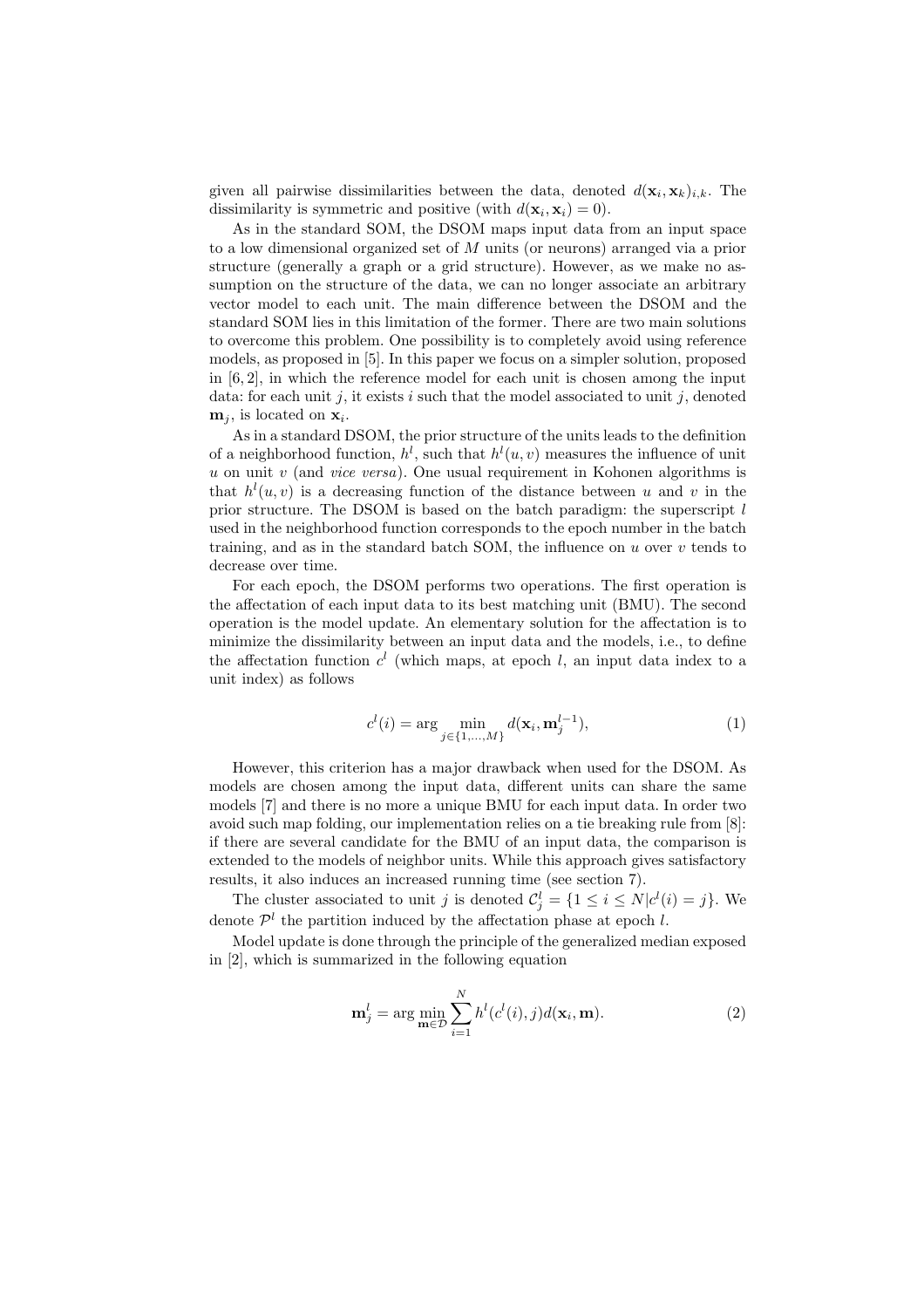given all pairwise dissimilarities between the data, denoted $d(\mathbf{x}_i, \mathbf{x}_k)_{i,k}$. The dissimilarity is symmetric and positive (with $d(\mathbf{x}_i, \mathbf{x}_i) = 0$).

As in the standard SOM, the DSOM maps input data from an input space to a low dimensional organized set of $M$ units (or neurons) arranged via a prior structure (generally a graph or a grid structure). However, as we make no assumption on the structure of the data, we can no longer associate an arbitrary vector model to each unit. The main difference between the DSOM and the standard SOM lies in this limitation of the former. There are two main solutions to overcome this problem. One possibility is to completely avoid using reference models, as proposed in [5]. In this paper we focus on a simpler solution, proposed in [6, 2], in which the reference model for each unit is chosen among the input data: for each unit $j$, it exists $i$ such that the model associated to unit $j$, denoted $\mathbf{m}_j$, is located on $\mathbf{x}_i$.

As in a standard DSOM, the prior structure of the units leads to the definition of a neighborhood function, $h^l$, such that $h^l(u, v)$ measures the influence of unit $u$ on unit $v$ (and *vice versa*). One usual requirement in Kohonen algorithms is that $h^l(u, v)$ is a decreasing function of the distance between $u$ and $v$ in the prior structure. The DSOM is based on the batch paradigm: the superscript $l$ used in the neighborhood function corresponds to the epoch number in the batch training, and as in the standard batch SOM, the influence on $u$ over $v$ tends to decrease over time.

For each epoch, the DSOM performs two operations. The first operation is the affectation of each input data to its best matching unit (BMU). The second operation is the model update. An elementary solution for the affectation is to minimize the dissimilarity between an input data and the models, i.e., to define the affectation function $c^l$ (which maps, at epoch $l$, an input data index to a unit index) as follows

$$c^l(i) = \arg \min_{j \in \{1,\ldots,M\}} d(\mathbf{x}_i, \mathbf{m}_j^{l-1}), \tag{1}$$

However, this criterion has a major drawback when used for the DSOM. As models are chosen among the input data, different units can share the same models [7] and there is no more a unique BMU for each input data. In order two avoid such map folding, our implementation relies on a tie breaking rule from [8]: if there are several candidate for the BMU of an input data, the comparison is extended to the models of neighbor units. While this approach gives satisfactory results, it also induces an increased running time (see section 7).

The cluster associated to unit $j$ is denoted $\mathcal{C}_j^l = \{1 \leq i \leq N | c^l(i) = j\}$. We denote $\mathcal{P}^l$ the partition induced by the affectation phase at epoch $l$.

Model update is done through the principle of the generalized median exposed in [2], which is summarized in the following equation

$$\mathbf{m}_j^l = \arg \min_{\mathbf{m} \in \mathcal{D}} \sum_{i=1}^{N} h^l(c^l(i), j) d(\mathbf{x}_i, \mathbf{m}). \tag{2}$$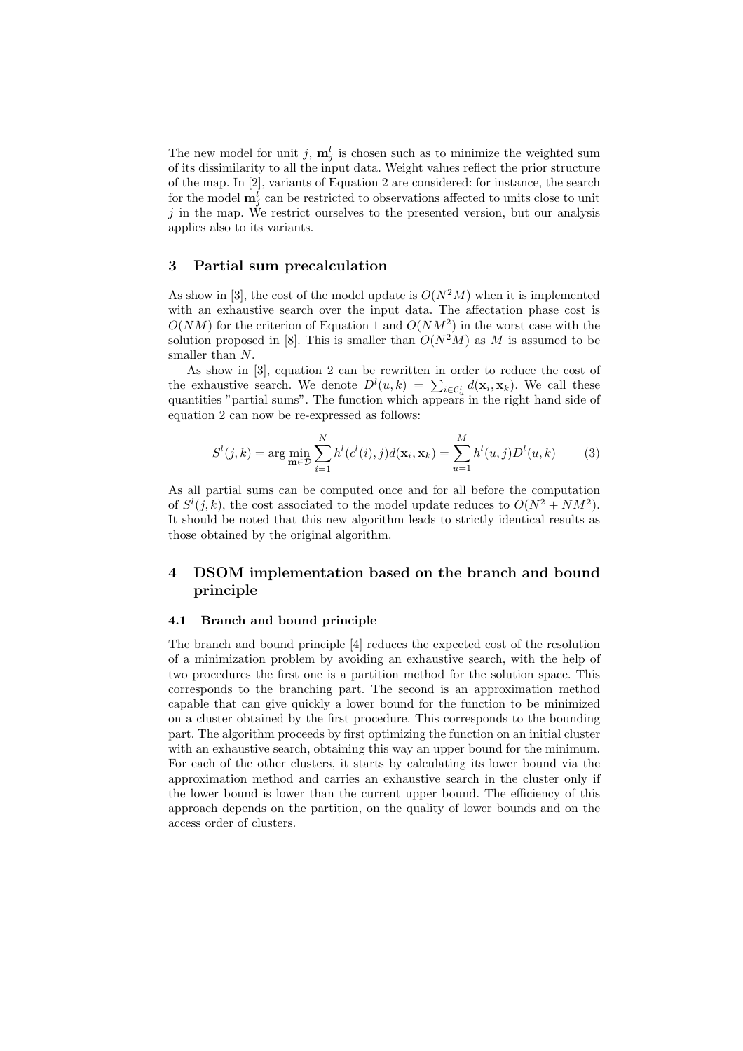The new model for unit $j$, $\mathbf{m}_j^l$ is chosen such as to minimize the weighted sum of its dissimilarity to all the input data. Weight values reflect the prior structure of the map. In [2], variants of Equation 2 are considered: for instance, the search for the model $\mathbf{m}_j^l$ can be restricted to observations affected to units close to unit $j$ in the map. We restrict ourselves to the presented version, but our analysis applies also to its variants.

## 3 Partial sum precalculation

As show in [3], the cost of the model update is $O(N^2M)$ when it is implemented with an exhaustive search over the input data. The affectation phase cost is $O(NM)$ for the criterion of Equation 1 and $O(NM^2)$ in the worst case with the solution proposed in [8]. This is smaller than $O(N^2M)$ as $M$ is assumed to be smaller than $N$.

As show in [3], equation 2 can be rewritten in order to reduce the cost of the exhaustive search. We denote $D^l(u,k) = \sum_{i \in \mathcal{C}_u^l} d(\mathbf{x}_i, \mathbf{x}_k)$. We call these quantities "partial sums". The function which appears in the right hand side of equation 2 can now be re-expressed as follows:

$$S^l(j,k) = \arg\min_{\mathbf{m} \in \mathcal{D}} \sum_{i=1}^{N} h^l(c^l(i), j) d(\mathbf{x}_i, \mathbf{x}_k) = \sum_{u=1}^{M} h^l(u,j) D^l(u,k) \qquad (3)$$

As all partial sums can be computed once and for all before the computation of $S^l(j,k)$, the cost associated to the model update reduces to $O(N^2 + NM^2)$. It should be noted that this new algorithm leads to strictly identical results as those obtained by the original algorithm.

## 4 DSOM implementation based on the branch and bound principle

### 4.1 Branch and bound principle

The branch and bound principle [4] reduces the expected cost of the resolution of a minimization problem by avoiding an exhaustive search, with the help of two procedures the first one is a partition method for the solution space. This corresponds to the branching part. The second is an approximation method capable that can give quickly a lower bound for the function to be minimized on a cluster obtained by the first procedure. This corresponds to the bounding part. The algorithm proceeds by first optimizing the function on an initial cluster with an exhaustive search, obtaining this way an upper bound for the minimum. For each of the other clusters, it starts by calculating its lower bound via the approximation method and carries an exhaustive search in the cluster only if the lower bound is lower than the current upper bound. The efficiency of this approach depends on the partition, on the quality of lower bounds and on the access order of clusters.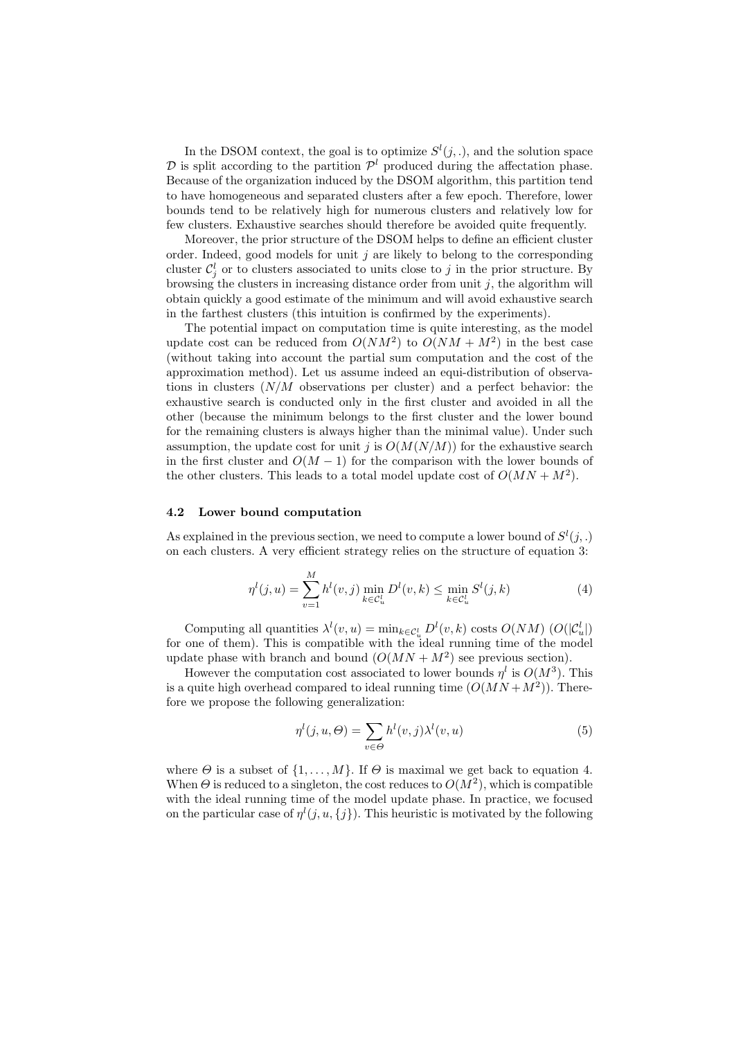In the DSOM context, the goal is to optimize $S^l(j,.)$, and the solution space $\mathcal{D}$ is split according to the partition $\mathcal{P}^l$ produced during the affectation phase. Because of the organization induced by the DSOM algorithm, this partition tend to have homogeneous and separated clusters after a few epoch. Therefore, lower bounds tend to be relatively high for numerous clusters and relatively low for few clusters. Exhaustive searches should therefore be avoided quite frequently.

Moreover, the prior structure of the DSOM helps to define an efficient cluster order. Indeed, good models for unit $j$ are likely to belong to the corresponding cluster $\mathcal{C}^l_j$ or to clusters associated to units close to $j$ in the prior structure. By browsing the clusters in increasing distance order from unit $j$, the algorithm will obtain quickly a good estimate of the minimum and will avoid exhaustive search in the farthest clusters (this intuition is confirmed by the experiments).

The potential impact on computation time is quite interesting, as the model update cost can be reduced from $O(NM^2)$ to $O(NM + M^2)$ in the best case (without taking into account the partial sum computation and the cost of the approximation method). Let us assume indeed an equi-distribution of observations in clusters ($N/M$ observations per cluster) and a perfect behavior: the exhaustive search is conducted only in the first cluster and avoided in all the other (because the minimum belongs to the first cluster and the lower bound for the remaining clusters is always higher than the minimal value). Under such assumption, the update cost for unit $j$ is $O(M(N/M))$ for the exhaustive search in the first cluster and $O(M-1)$ for the comparison with the lower bounds of the other clusters. This leads to a total model update cost of $O(MN + M^2)$.

### 4.2 Lower bound computation

As explained in the previous section, we need to compute a lower bound of $S^l(j,.)$ on each clusters. A very efficient strategy relies on the structure of equation 3:

$$\eta^l(j,u) = \sum_{v=1}^{M} h^l(v,j) \min_{k \in \mathcal{C}^l_u} D^l(v,k) \leq \min_{k \in \mathcal{C}^l_u} S^l(j,k) \tag{4}$$

Computing all quantities $\lambda^l(v,u) = \min_{k \in \mathcal{C}^l_u} D^l(v,k)$ costs $O(NM)$ ($O(|\mathcal{C}^l_u|)$ for one of them). This is compatible with the ideal running time of the model update phase with branch and bound ($O(MN + M^2)$ see previous section).

However the computation cost associated to lower bounds $\eta^l$ is $O(M^3)$. This is a quite high overhead compared to ideal running time ($O(MN + M^2)$). Therefore we propose the following generalization:

$$\eta^l(j,u,\Theta) = \sum_{v \in \Theta} h^l(v,j)\lambda^l(v,u) \tag{5}$$

where $\Theta$ is a subset of $\{1,\ldots,M\}$. If $\Theta$ is maximal we get back to equation 4. When $\Theta$ is reduced to a singleton, the cost reduces to $O(M^2)$, which is compatible with the ideal running time of the model update phase. In practice, we focused on the particular case of $\eta^l(j,u,\{j\})$. This heuristic is motivated by the following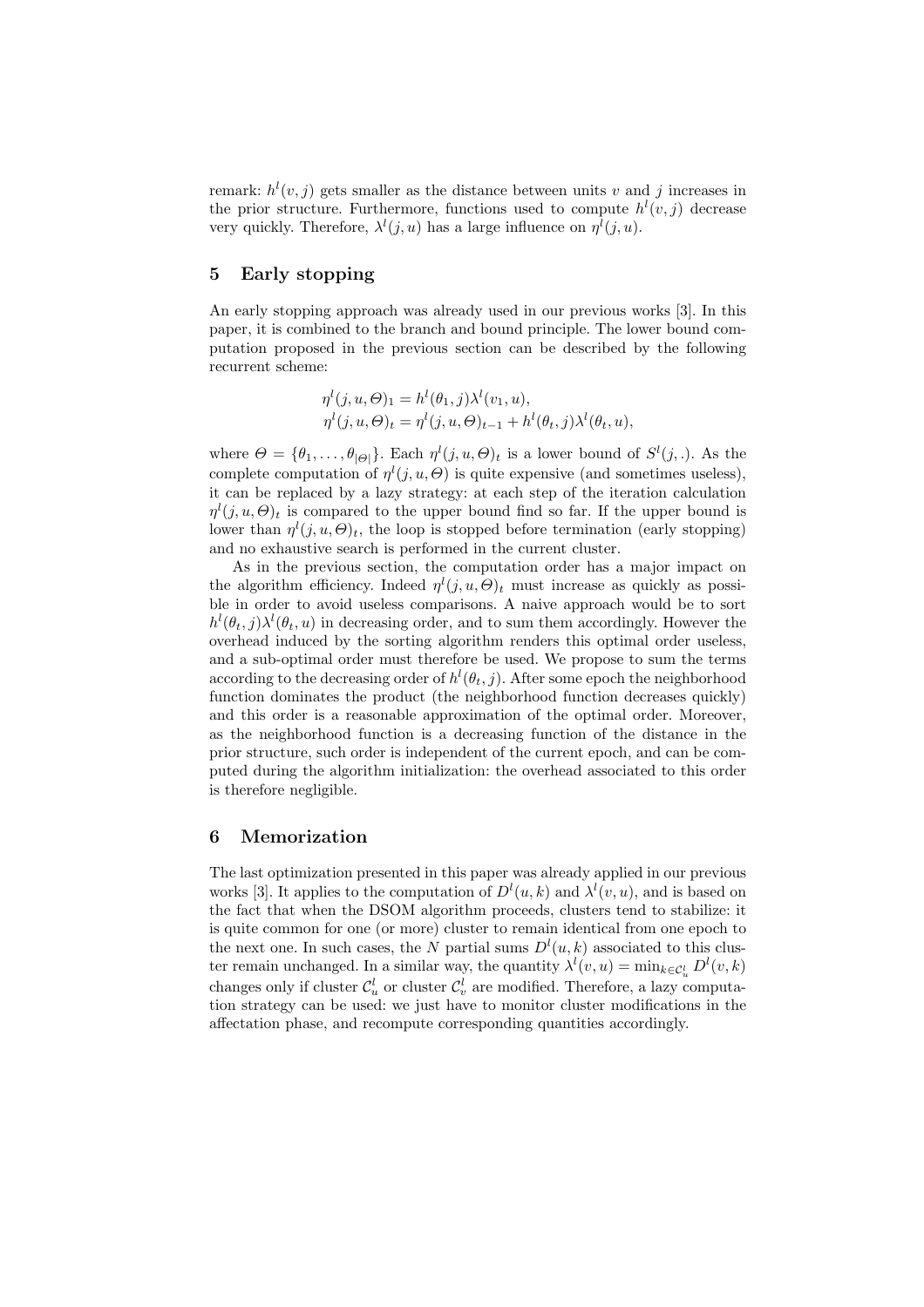remark: $h^l(v, j)$ gets smaller as the distance between units $v$ and $j$ increases in the prior structure. Furthermore, functions used to compute $h^l(v, j)$ decrease very quickly. Therefore, $\lambda^l(j, u)$ has a large influence on $\eta^l(j, u)$.

## 5 Early stopping

An early stopping approach was already used in our previous works [3]. In this paper, it is combined to the branch and bound principle. The lower bound computation proposed in the previous section can be described by the following recurrent scheme:

$$
\begin{aligned}
\eta^l(j, u, \Theta)_1 &= h^l(\theta_1, j)\lambda^l(v_1, u), \\
\eta^l(j, u, \Theta)_t &= \eta^l(j, u, \Theta)_{t-1} + h^l(\theta_t, j)\lambda^l(\theta_t, u),
\end{aligned}
$$

where $\Theta = \{\theta_1, \ldots, \theta_{|\Theta|}\}$. Each $\eta^l(j, u, \Theta)_t$ is a lower bound of $S^l(j, .)$. As the complete computation of $\eta^l(j, u, \Theta)$ is quite expensive (and sometimes useless), it can be replaced by a lazy strategy: at each step of the iteration calculation $\eta^l(j, u, \Theta)_t$ is compared to the upper bound find so far. If the upper bound is lower than $\eta^l(j, u, \Theta)_t$, the loop is stopped before termination (early stopping) and no exhaustive search is performed in the current cluster.

As in the previous section, the computation order has a major impact on the algorithm efficiency. Indeed $\eta^l(j, u, \Theta)_t$ must increase as quickly as possible in order to avoid useless comparisons. A naive approach would be to sort $h^l(\theta_t, j)\lambda^l(\theta_t, u)$ in decreasing order, and to sum them accordingly. However the overhead induced by the sorting algorithm renders this optimal order useless, and a sub-optimal order must therefore be used. We propose to sum the terms according to the decreasing order of $h^l(\theta_t, j)$. After some epoch the neighborhood function dominates the product (the neighborhood function decreases quickly) and this order is a reasonable approximation of the optimal order. Moreover, as the neighborhood function is a decreasing function of the distance in the prior structure, such order is independent of the current epoch, and can be computed during the algorithm initialization: the overhead associated to this order is therefore negligible.

## 6 Memorization

The last optimization presented in this paper was already applied in our previous works [3]. It applies to the computation of $D^l(u, k)$ and $\lambda^l(v, u)$, and is based on the fact that when the DSOM algorithm proceeds, clusters tend to stabilize: it is quite common for one (or more) cluster to remain identical from one epoch to the next one. In such cases, the $N$ partial sums $D^l(u, k)$ associated to this cluster remain unchanged. In a similar way, the quantity $\lambda^l(v, u) = \min_{k \in \mathcal{C}_u^l} D^l(v, k)$ changes only if cluster $\mathcal{C}_u^l$ or cluster $\mathcal{C}_v^l$ are modified. Therefore, a lazy computation strategy can be used: we just have to monitor cluster modifications in the affectation phase, and recompute corresponding quantities accordingly.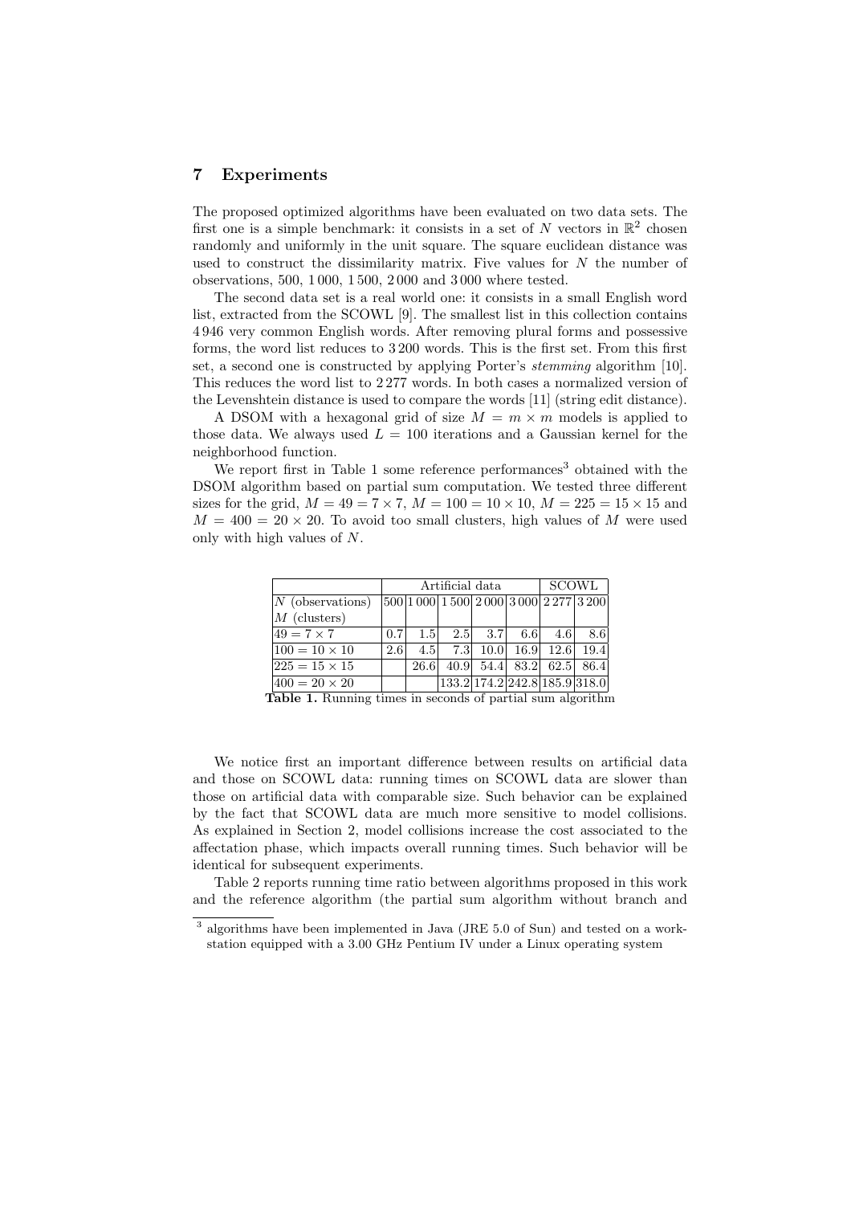## 7 Experiments

The proposed optimized algorithms have been evaluated on two data sets. The first one is a simple benchmark: it consists in a set of $N$ vectors in $\mathbb{R}^2$ chosen randomly and uniformly in the unit square. The square euclidean distance was used to construct the dissimilarity matrix. Five values for $N$ the number of observations, 500, 1 000, 1 500, 2 000 and 3 000 where tested.

The second data set is a real world one: it consists in a small English word list, extracted from the SCOWL [9]. The smallest list in this collection contains 4 946 very common English words. After removing plural forms and possessive forms, the word list reduces to 3 200 words. This is the first set. From this first set, a second one is constructed by applying Porter's *stemming* algorithm [10]. This reduces the word list to 2 277 words. In both cases a normalized version of the Levenshtein distance is used to compare the words [11] (string edit distance).

A DSOM with a hexagonal grid of size $M = m \times m$ models is applied to those data. We always used $L = 100$ iterations and a Gaussian kernel for the neighborhood function.

We report first in Table 1 some reference performances[3] obtained with the DSOM algorithm based on partial sum computation. We tested three different sizes for the grid, $M = 49 = 7 \times 7$, $M = 100 = 10 \times 10$, $M = 225 = 15 \times 15$ and $M = 400 = 20 \times 20$. To avoid too small clusters, high values of $M$ were used only with high values of $N$.

| | Artificial data | | | | | SCOWL | |
|---|---|---|---|---|---|---|---|
| $N$ (observations) | 500 | 1 000 | 1 500 | 2 000 | 3 000 | 2 277 | 3 200 |
| $M$ (clusters) | | | | | | | |
| $49 = 7 \times 7$ | 0.7 | 1.5 | 2.5 | 3.7 | 6.6 | 4.6 | 8.6 |
| $100 = 10 \times 10$ | 2.6 | 4.5 | 7.3 | 10.0 | 16.9 | 12.6 | 19.4 |
| $225 = 15 \times 15$ | | 26.6 | 40.9 | 54.4 | 83.2 | 62.5 | 86.4 |
| $400 = 20 \times 20$ | | | 133.2 | 174.2 | 242.8 | 185.9 | 318.0 |

**Table 1.** Running times in seconds of partial sum algorithm

We notice first an important difference between results on artificial data and those on SCOWL data: running times on SCOWL data are slower than those on artificial data with comparable size. Such behavior can be explained by the fact that SCOWL data are much more sensitive to model collisions. As explained in Section 2, model collisions increase the cost associated to the affectation phase, which impacts overall running times. Such behavior will be identical for subsequent experiments.

Table 2 reports running time ratio between algorithms proposed in this work and the reference algorithm (the partial sum algorithm without branch and

[3] algorithms have been implemented in Java (JRE 5.0 of Sun) and tested on a workstation equipped with a 3.00 GHz Pentium IV under a Linux operating system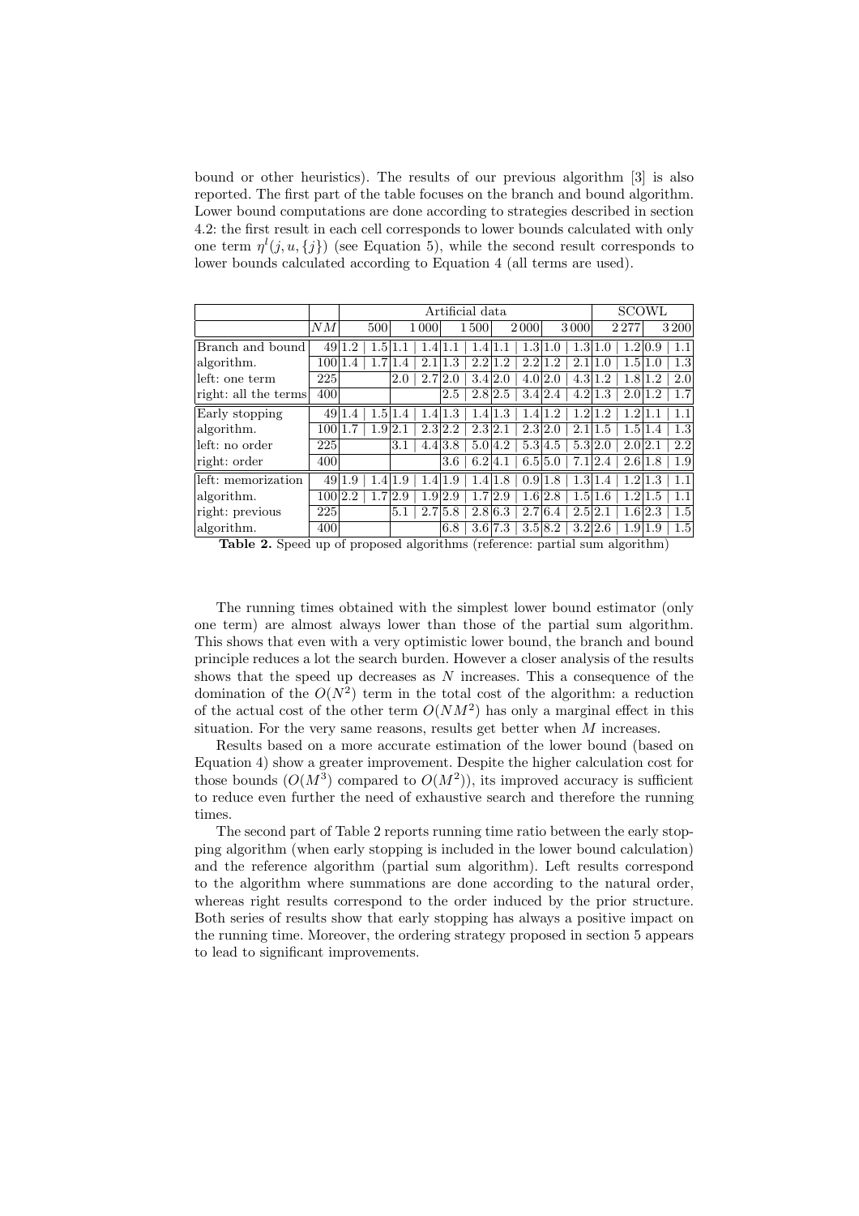bound or other heuristics). The results of our previous algorithm [3] is also reported. The first part of the table focuses on the branch and bound algorithm. Lower bound computations are done according to strategies described in section 4.2: the first result in each cell corresponds to lower bounds calculated with only one term $\eta^l(j, u, \{j\})$ (see Equation 5), while the second result corresponds to lower bounds calculated according to Equation 4 (all terms are used).

| | | Artificial data | | | | | | | | | | SCOWL | | | |
|---|---|---|---|---|---|---|---|---|---|---|---|---|---|---|---|
| | $N$ $M$ | 500 | | 1 000 | | 1 500 | | 2 000 | | 3 000 | | 2 277 | | 3 200 | |
| Branch and bound | 49 | 1.2 | 1.5 | 1.1 | 1.4 | 1.1 | 1.4 | 1.1 | 1.3 | 1.0 | 1.3 | 1.0 | 1.2 | 0.9 | 1.1 |
| algorithm. | 100 | 1.4 | 1.7 | 1.4 | 2.1 | 1.3 | 2.2 | 1.2 | 2.2 | 1.2 | 2.1 | 1.0 | 1.5 | 1.0 | 1.3 |
| left: one term | 225 | | | 2.0 | 2.7 | 2.0 | 3.4 | 2.0 | 4.0 | 2.0 | 4.3 | 1.2 | 1.8 | 1.2 | 2.0 |
| right: all the terms | 400 | | | | | 2.5 | 2.8 | 2.5 | 3.4 | 2.4 | 4.2 | 1.3 | 2.0 | 1.2 | 1.7 |
| Early stopping | 49 | 1.4 | 1.5 | 1.4 | 1.4 | 1.3 | 1.4 | 1.3 | 1.4 | 1.2 | 1.2 | 1.2 | 1.2 | 1.1 | 1.1 |
| algorithm. | 100 | 1.7 | 1.9 | 2.1 | 2.3 | 2.2 | 2.3 | 2.1 | 2.3 | 2.0 | 2.1 | 1.5 | 1.5 | 1.4 | 1.3 |
| left: no order | 225 | | | 3.1 | 4.4 | 3.8 | 5.0 | 4.2 | 5.3 | 4.5 | 5.3 | 2.0 | 2.0 | 2.1 | 2.2 |
| right: order | 400 | | | | | 3.6 | 6.2 | 4.1 | 6.5 | 5.0 | 7.1 | 2.4 | 2.6 | 1.8 | 1.9 |
| left: memorization | 49 | 1.9 | 1.4 | 1.9 | 1.4 | 1.9 | 1.4 | 1.8 | 0.9 | 1.8 | 1.3 | 1.4 | 1.2 | 1.3 | 1.1 |
| algorithm. | 100 | 2.2 | 1.7 | 2.9 | 1.9 | 2.9 | 1.7 | 2.9 | 1.6 | 2.8 | 1.5 | 1.6 | 1.2 | 1.5 | 1.1 |
| right: previous | 225 | | | 5.1 | 2.7 | 5.8 | 2.8 | 6.3 | 2.7 | 6.4 | 2.5 | 2.1 | 1.6 | 2.3 | 1.5 |
| algorithm. | 400 | | | | | 6.8 | 3.6 | 7.3 | 3.5 | 8.2 | 3.2 | 2.6 | 1.9 | 1.9 | 1.5 |

**Table 2.** Speed up of proposed algorithms (reference: partial sum algorithm)

The running times obtained with the simplest lower bound estimator (only one term) are almost always lower than those of the partial sum algorithm. This shows that even with a very optimistic lower bound, the branch and bound principle reduces a lot the search burden. However a closer analysis of the results shows that the speed up decreases as $N$ increases. This a consequence of the domination of the $O(N^2)$ term in the total cost of the algorithm: a reduction of the actual cost of the other term $O(NM^2)$ has only a marginal effect in this situation. For the very same reasons, results get better when $M$ increases.

Results based on a more accurate estimation of the lower bound (based on Equation 4) show a greater improvement. Despite the higher calculation cost for those bounds ($O(M^3)$ compared to $O(M^2)$), its improved accuracy is sufficient to reduce even further the need of exhaustive search and therefore the running times.

The second part of Table 2 reports running time ratio between the early stopping algorithm (when early stopping is included in the lower bound calculation) and the reference algorithm (partial sum algorithm). Left results correspond to the algorithm where summations are done according to the natural order, whereas right results correspond to the order induced by the prior structure. Both series of results show that early stopping has always a positive impact on the running time. Moreover, the ordering strategy proposed in section 5 appears to lead to significant improvements.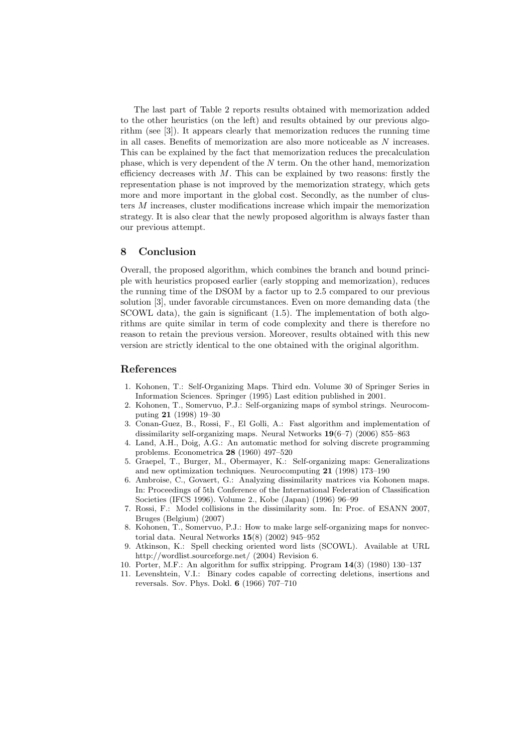The last part of Table 2 reports results obtained with memorization added to the other heuristics (on the left) and results obtained by our previous algorithm (see [3]). It appears clearly that memorization reduces the running time in all cases. Benefits of memorization are also more noticeable as $N$ increases. This can be explained by the fact that memorization reduces the precalculation phase, which is very dependent of the $N$ term. On the other hand, memorization efficiency decreases with $M$. This can be explained by two reasons: firstly the representation phase is not improved by the memorization strategy, which gets more and more important in the global cost. Secondly, as the number of clusters $M$ increases, cluster modifications increase which impair the memorization strategy. It is also clear that the newly proposed algorithm is always faster than our previous attempt.

## 8 Conclusion

Overall, the proposed algorithm, which combines the branch and bound principle with heuristics proposed earlier (early stopping and memorization), reduces the running time of the DSOM by a factor up to 2.5 compared to our previous solution [3], under favorable circumstances. Even on more demanding data (the SCOWL data), the gain is significant (1.5). The implementation of both algorithms are quite similar in term of code complexity and there is therefore no reason to retain the previous version. Moreover, results obtained with this new version are strictly identical to the one obtained with the original algorithm.

## References

1. Kohonen, T.: Self-Organizing Maps. Third edn. Volume 30 of Springer Series in Information Sciences. Springer (1995) Last edition published in 2001.
2. Kohonen, T., Somervuo, P.J.: Self-organizing maps of symbol strings. Neurocomputing **21** (1998) 19–30
3. Conan-Guez, B., Rossi, F., El Golli, A.: Fast algorithm and implementation of dissimilarity self-organizing maps. Neural Networks **19**(6–7) (2006) 855–863
4. Land, A.H., Doig, A.G.: An automatic method for solving discrete programming problems. Econometrica **28** (1960) 497–520
5. Graepel, T., Burger, M., Obermayer, K.: Self-organizing maps: Generalizations and new optimization techniques. Neurocomputing **21** (1998) 173–190
6. Ambroise, C., Govaert, G.: Analyzing dissimilarity matrices via Kohonen maps. In: Proceedings of 5th Conference of the International Federation of Classification Societies (IFCS 1996). Volume 2., Kobe (Japan) (1996) 96–99
7. Rossi, F.: Model collisions in the dissimilarity som. In: Proc. of ESANN 2007, Bruges (Belgium) (2007)
8. Kohonen, T., Somervuo, P.J.: How to make large self-organizing maps for nonvectorial data. Neural Networks **15**(8) (2002) 945–952
9. Atkinson, K.: Spell checking oriented word lists (SCOWL). Available at URL http://wordlist.sourceforge.net/ (2004) Revision 6.
10. Porter, M.F.: An algorithm for suffix stripping. Program **14**(3) (1980) 130–137
11. Levenshtein, V.I.: Binary codes capable of correcting deletions, insertions and reversals. Sov. Phys. Dokl. **6** (1966) 707–710